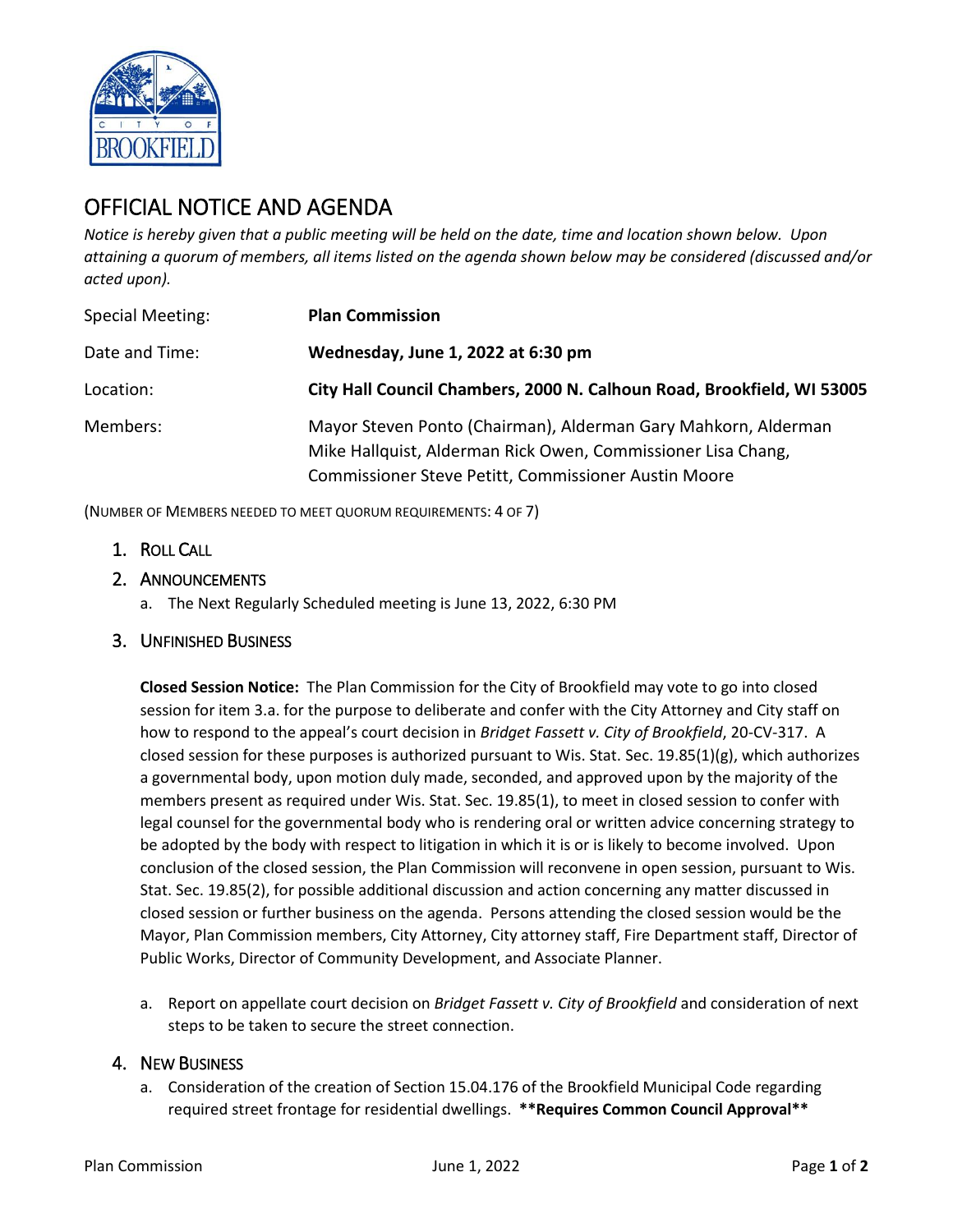# OFFICIAL NOTICE AND AGENDA

*Notice is hereby given that a public meeting will be held on the date, time and location shown below. Upon attaining a quorum of members, all items listed on the agenda shown below may be considered (discussed and/or acted upon).*

| | |
|---|---|
| Special Meeting: | **Plan Commission** |
| Date and Time: | **Wednesday, June 1, 2022 at 6:30 pm** |
| Location: | **City Hall Council Chambers, 2000 N. Calhoun Road, Brookfield, WI 53005** |
| Members: | Mayor Steven Ponto (Chairman), Alderman Gary Mahkorn, Alderman Mike Hallquist, Alderman Rick Owen, Commissioner Lisa Chang, Commissioner Steve Petitt, Commissioner Austin Moore |

(NUMBER OF MEMBERS NEEDED TO MEET QUORUM REQUIREMENTS: 4 OF 7)

## 1. ROLL CALL

## 2. ANNOUNCEMENTS

a. The Next Regularly Scheduled meeting is June 13, 2022, 6:30 PM

## 3. UNFINISHED BUSINESS

**Closed Session Notice:** The Plan Commission for the City of Brookfield may vote to go into closed session for item 3.a. for the purpose to deliberate and confer with the City Attorney and City staff on how to respond to the appeal's court decision in *Bridget Fassett v. City of Brookfield*, 20-CV-317. A closed session for these purposes is authorized pursuant to Wis. Stat. Sec. 19.85(1)(g), which authorizes a governmental body, upon motion duly made, seconded, and approved upon by the majority of the members present as required under Wis. Stat. Sec. 19.85(1), to meet in closed session to confer with legal counsel for the governmental body who is rendering oral or written advice concerning strategy to be adopted by the body with respect to litigation in which it is or is likely to become involved. Upon conclusion of the closed session, the Plan Commission will reconvene in open session, pursuant to Wis. Stat. Sec. 19.85(2), for possible additional discussion and action concerning any matter discussed in closed session or further business on the agenda. Persons attending the closed session would be the Mayor, Plan Commission members, City Attorney, City attorney staff, Fire Department staff, Director of Public Works, Director of Community Development, and Associate Planner.

a. Report on appellate court decision on *Bridget Fassett v. City of Brookfield* and consideration of next steps to be taken to secure the street connection.

## 4. NEW BUSINESS

a. Consideration of the creation of Section 15.04.176 of the Brookfield Municipal Code regarding required street frontage for residential dwellings. **\*\*Requires Common Council Approval\*\***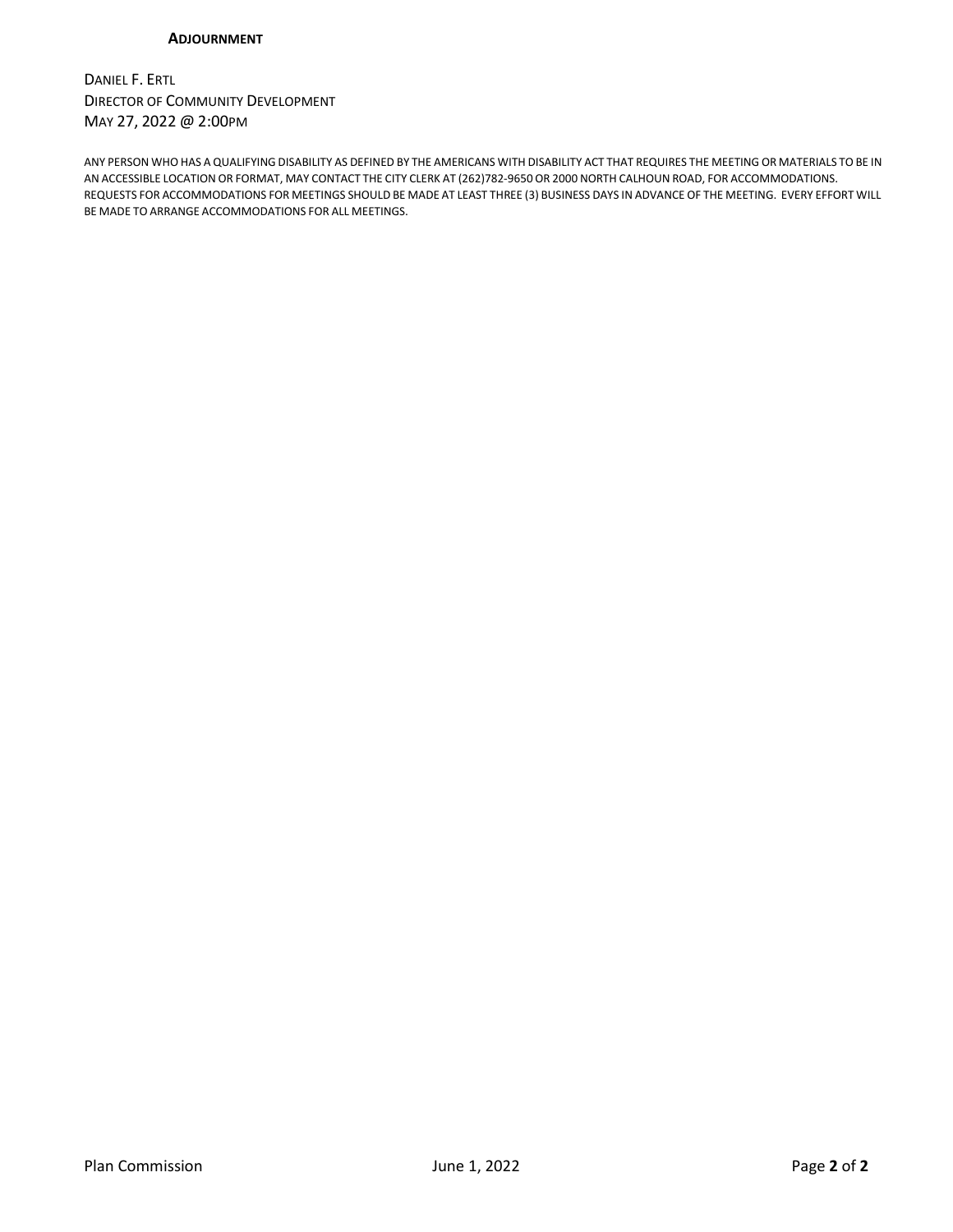**ADJOURNMENT**

DANIEL F. ERTL
DIRECTOR OF COMMUNITY DEVELOPMENT
MAY 27, 2022 @ 2:00PM

ANY PERSON WHO HAS A QUALIFYING DISABILITY AS DEFINED BY THE AMERICANS WITH DISABILITY ACT THAT REQUIRES THE MEETING OR MATERIALS TO BE IN AN ACCESSIBLE LOCATION OR FORMAT, MAY CONTACT THE CITY CLERK AT (262)782-9650 OR 2000 NORTH CALHOUN ROAD, FOR ACCOMMODATIONS. REQUESTS FOR ACCOMMODATIONS FOR MEETINGS SHOULD BE MADE AT LEAST THREE (3) BUSINESS DAYS IN ADVANCE OF THE MEETING. EVERY EFFORT WILL BE MADE TO ARRANGE ACCOMMODATIONS FOR ALL MEETINGS.